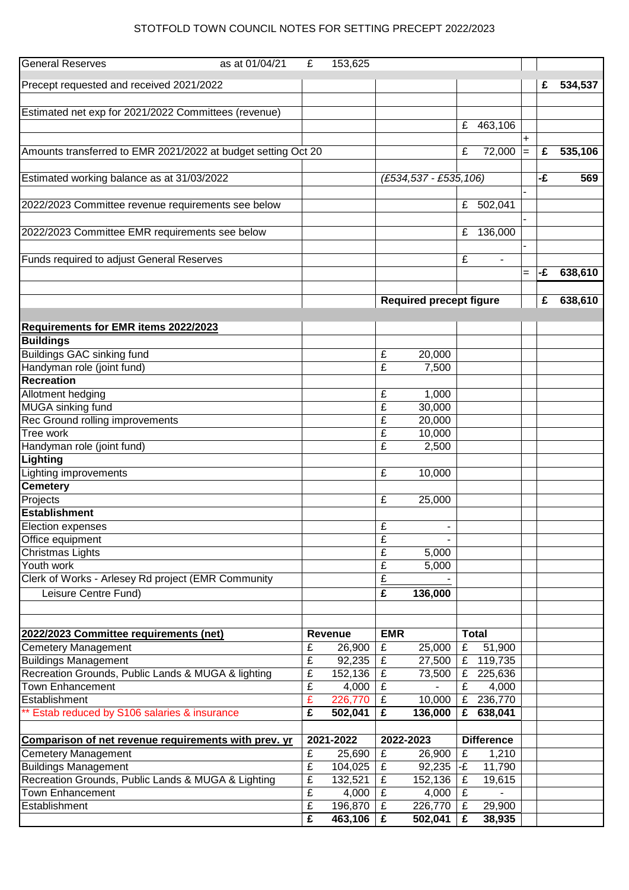# STOTFOLD TOWN COUNCIL NOTES FOR SETTING PRECEPT 2022/2023

| | | | | | |
|---|---|---|---|---|---|
| General Reserves as at 01/04/21 | £ 153,625 | | | | |
| Precept requested and received 2021/2022 | | | | | £ 534,537 |
| Estimated net exp for 2021/2022 Committees (revenue) | | | | | |
| | | | £ 463,106 | | |
| | | | | + | |
| Amounts transferred to EMR 2021/2022 at budget setting Oct 20 | | | £ 72,000 | = | £ 535,106 |
| Estimated working balance as at 31/03/2022 | | *(£534,537 - £535,106)* | | | -£ 569 |
| | | | | - | |
| 2022/2023 Committee revenue requirements see below | | | £ 502,041 | | |
| | | | | - | |
| 2022/2023 Committee EMR requirements see below | | | £ 136,000 | | |
| | | | | - | |
| Funds required to adjust General Reserves | | | £ - | | |
| | | | | = | -£ 638,610 |
| | | **Required precept figure** | | | **£ 638,610** |

| Requirements for EMR items 2022/2023 | | |
|---|---|---|
| **Buildings** | | |
| Buildings GAC sinking fund | | £ 20,000 |
| Handyman role (joint fund) | | £ 7,500 |
| **Recreation** | | |
| Allotment hedging | | £ 1,000 |
| MUGA sinking fund | | £ 30,000 |
| Rec Ground rolling improvements | | £ 20,000 |
| Tree work | | £ 10,000 |
| Handyman role (joint fund) | | £ 2,500 |
| **Lighting** | | |
| Lighting improvements | | £ 10,000 |
| **Cemetery** | | |
| Projects | | £ 25,000 |
| **Establishment** | | |
| Election expenses | | £ - |
| Office equipment | | £ - |
| Christmas Lights | | £ 5,000 |
| Youth work | | £ 5,000 |
| Clerk of Works - Arlesey Rd project (EMR Community Leisure Centre Fund) | | £ - |
| | | **£ 136,000** |

| 2022/2023 Committee requirements (net) | Revenue | EMR | Total |
|---|---|---|---|
| Cemetery Management | £ 26,900 | £ 25,000 | £ 51,900 |
| Buildings Management | £ 92,235 | £ 27,500 | £ 119,735 |
| Recreation Grounds, Public Lands & MUGA & lighting | £ 152,136 | £ 73,500 | £ 225,636 |
| Town Enhancement | £ 4,000 | £ - | £ 4,000 |
| Establishment | £ 226,770 | £ 10,000 | £ 236,770 |
| ** Estab reduced by S106 salaries & insurance | **£ 502,041** | **£ 136,000** | **£ 638,041** |

| Comparison of net revenue requirements with prev. yr | 2021-2022 | 2022-2023 | Difference |
|---|---|---|---|
| Cemetery Management | £ 25,690 | £ 26,900 | £ 1,210 |
| Buildings Management | £ 104,025 | £ 92,235 | -£ 11,790 |
| Recreation Grounds, Public Lands & MUGA & Lighting | £ 132,521 | £ 152,136 | £ 19,615 |
| Town Enhancement | £ 4,000 | £ 4,000 | £ - |
| Establishment | £ 196,870 | £ 226,770 | £ 29,900 |
| | **£ 463,106** | **£ 502,041** | **£ 38,935** |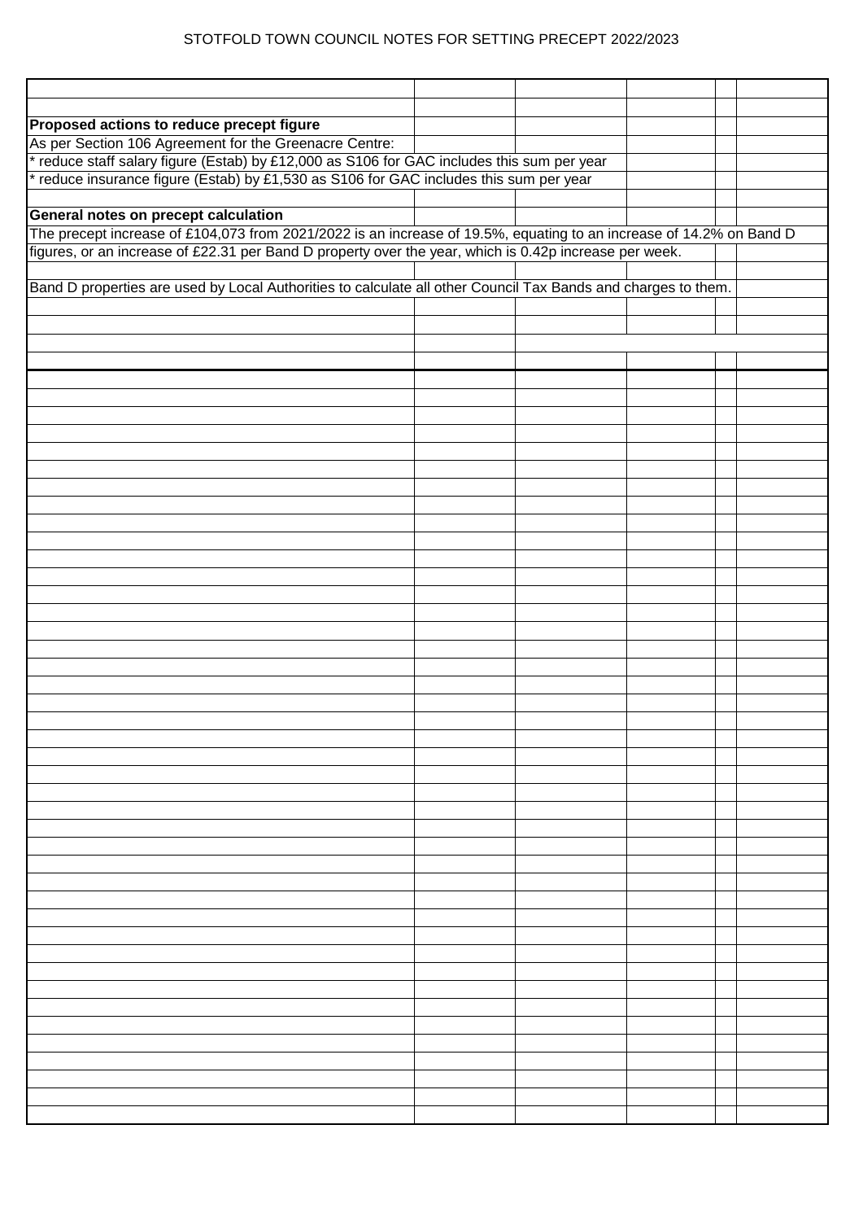# STOTFOLD TOWN COUNCIL NOTES FOR SETTING PRECEPT 2022/2023

**Proposed actions to reduce precept figure**

As per Section 106 Agreement for the Greenacre Centre:

* reduce staff salary figure (Estab) by £12,000 as S106 for GAC includes this sum per year
* reduce insurance figure (Estab) by £1,530 as S106 for GAC includes this sum per year

**General notes on precept calculation**

The precept increase of £104,073 from 2021/2022 is an increase of 19.5%, equating to an increase of 14.2% on Band D figures, or an increase of £22.31 per Band D property over the year, which is 0.42p increase per week.

Band D properties are used by Local Authorities to calculate all other Council Tax Bands and charges to them.